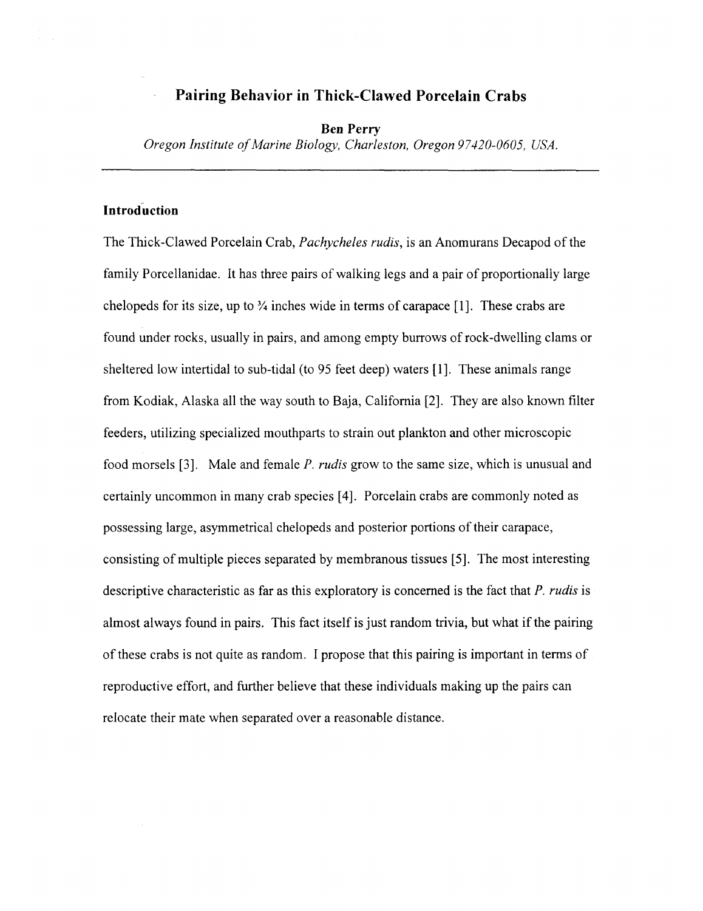# Pairing Behavior in Thick-Clawed Porcelain Crabs

**Ben Perry**

*Oregon Institute of Marine Biology, Charleston, Oregon 97420-0605, USA.*

---

## Introduction

The Thick-Clawed Porcelain Crab, *Pachycheles rudis*, is an Anomurans Decapod of the family Porcellanidae. It has three pairs of walking legs and a pair of proportionally large chelopeds for its size, up to ¾ inches wide in terms of carapace [1]. These crabs are found under rocks, usually in pairs, and among empty burrows of rock-dwelling clams or sheltered low intertidal to sub-tidal (to 95 feet deep) waters [1]. These animals range from Kodiak, Alaska all the way south to Baja, California [2]. They are also known filter feeders, utilizing specialized mouthparts to strain out plankton and other microscopic food morsels [3]. Male and female *P. rudis* grow to the same size, which is unusual and certainly uncommon in many crab species [4]. Porcelain crabs are commonly noted as possessing large, asymmetrical chelopeds and posterior portions of their carapace, consisting of multiple pieces separated by membranous tissues [5]. The most interesting descriptive characteristic as far as this exploratory is concerned is the fact that *P. rudis* is almost always found in pairs. This fact itself is just random trivia, but what if the pairing of these crabs is not quite as random. I propose that this pairing is important in terms of reproductive effort, and further believe that these individuals making up the pairs can relocate their mate when separated over a reasonable distance.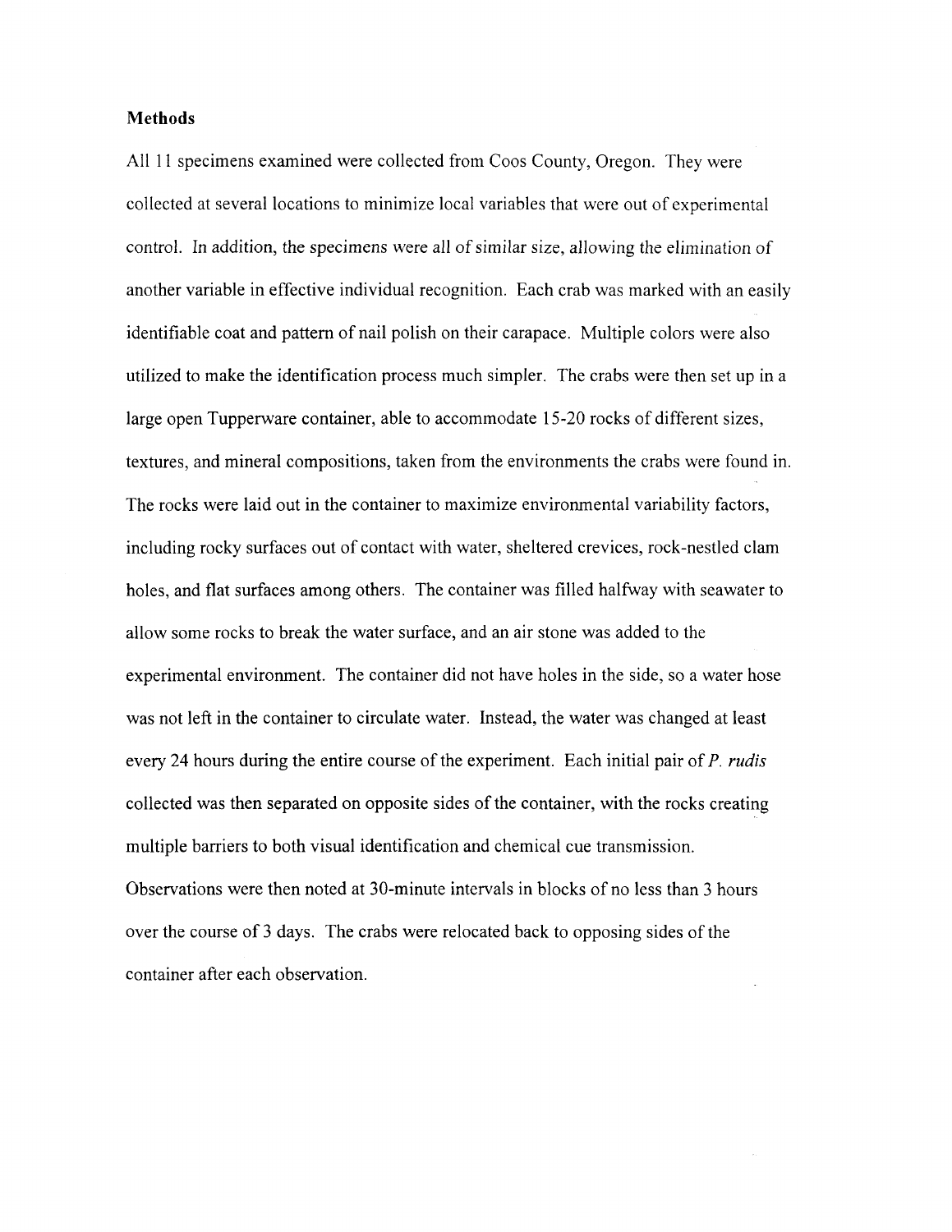**Methods**

All 11 specimens examined were collected from Coos County, Oregon. They were collected at several locations to minimize local variables that were out of experimental control. In addition, the specimens were all of similar size, allowing the elimination of another variable in effective individual recognition. Each crab was marked with an easily identifiable coat and pattern of nail polish on their carapace. Multiple colors were also utilized to make the identification process much simpler. The crabs were then set up in a large open Tupperware container, able to accommodate 15-20 rocks of different sizes, textures, and mineral compositions, taken from the environments the crabs were found in. The rocks were laid out in the container to maximize environmental variability factors, including rocky surfaces out of contact with water, sheltered crevices, rock-nestled clam holes, and flat surfaces among others. The container was filled halfway with seawater to allow some rocks to break the water surface, and an air stone was added to the experimental environment. The container did not have holes in the side, so a water hose was not left in the container to circulate water. Instead, the water was changed at least every 24 hours during the entire course of the experiment. Each initial pair of *P. rudis* collected was then separated on opposite sides of the container, with the rocks creating multiple barriers to both visual identification and chemical cue transmission. Observations were then noted at 30-minute intervals in blocks of no less than 3 hours over the course of 3 days. The crabs were relocated back to opposing sides of the container after each observation.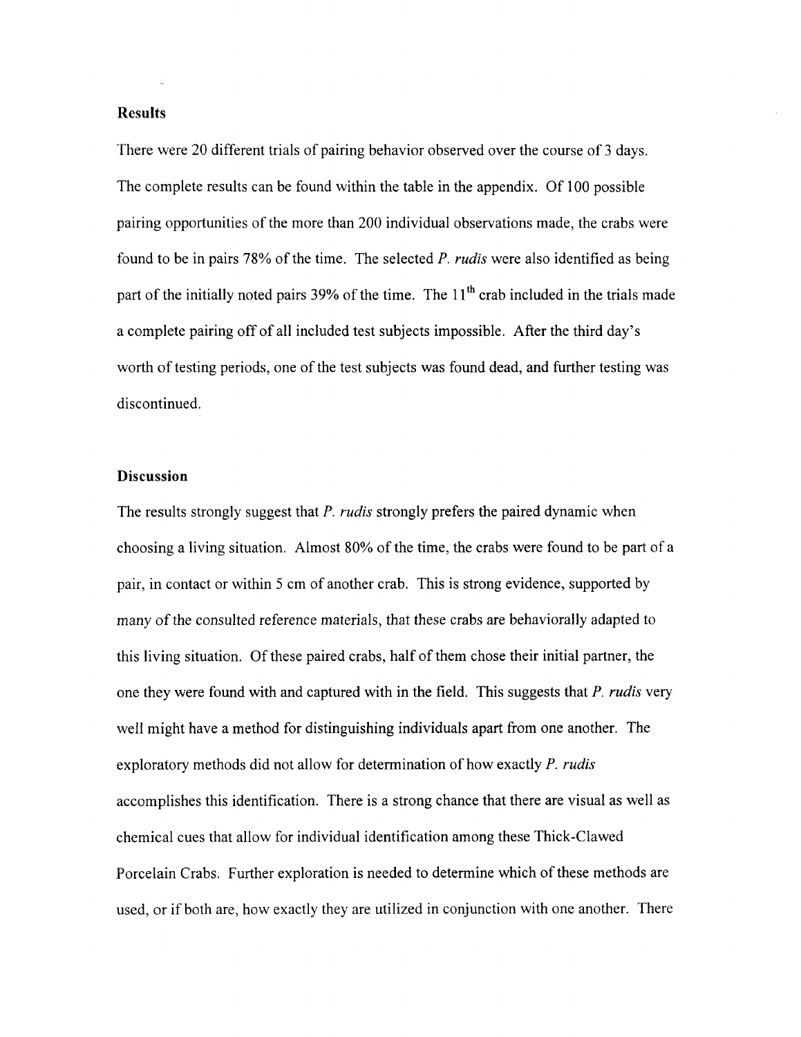## Results

There were 20 different trials of pairing behavior observed over the course of 3 days. The complete results can be found within the table in the appendix. Of 100 possible pairing opportunities of the more than 200 individual observations made, the crabs were found to be in pairs 78% of the time. The selected *P. rudis* were also identified as being part of the initially noted pairs 39% of the time. The 11th crab included in the trials made a complete pairing off of all included test subjects impossible. After the third day's worth of testing periods, one of the test subjects was found dead, and further testing was discontinued.

## Discussion

The results strongly suggest that *P. rudis* strongly prefers the paired dynamic when choosing a living situation. Almost 80% of the time, the crabs were found to be part of a pair, in contact or within 5 cm of another crab. This is strong evidence, supported by many of the consulted reference materials, that these crabs are behaviorally adapted to this living situation. Of these paired crabs, half of them chose their initial partner, the one they were found with and captured with in the field. This suggests that *P. rudis* very well might have a method for distinguishing individuals apart from one another. The exploratory methods did not allow for determination of how exactly *P. rudis* accomplishes this identification. There is a strong chance that there are visual as well as chemical cues that allow for individual identification among these Thick-Clawed Porcelain Crabs. Further exploration is needed to determine which of these methods are used, or if both are, how exactly they are utilized in conjunction with one another. There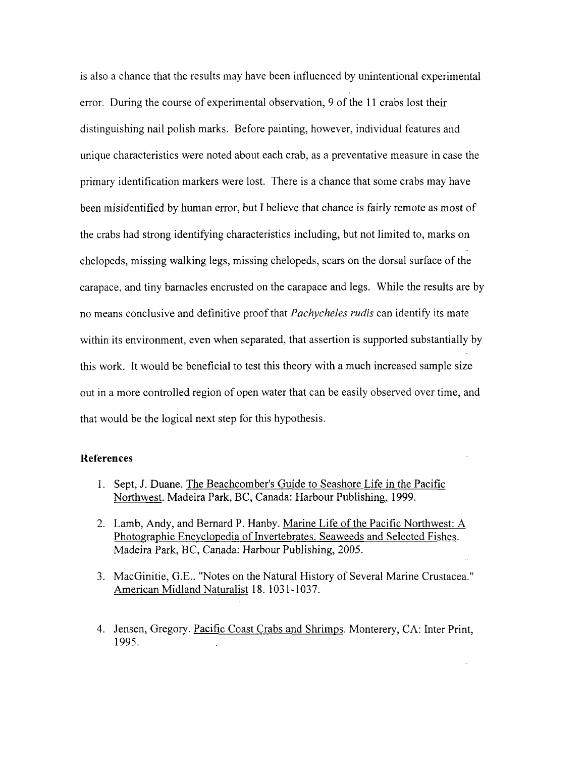is also a chance that the results may have been influenced by unintentional experimental error. During the course of experimental observation, 9 of the 11 crabs lost their distinguishing nail polish marks. Before painting, however, individual features and unique characteristics were noted about each crab, as a preventative measure in case the primary identification markers were lost. There is a chance that some crabs may have been misidentified by human error, but I believe that chance is fairly remote as most of the crabs had strong identifying characteristics including, but not limited to, marks on chelopeds, missing walking legs, missing chelopeds, scars on the dorsal surface of the carapace, and tiny barnacles encrusted on the carapace and legs. While the results are by no means conclusive and definitive proof that *Pachycheles rudis* can identify its mate within its environment, even when separated, that assertion is supported substantially by this work. It would be beneficial to test this theory with a much increased sample size out in a more controlled region of open water that can be easily observed over time, and that would be the logical next step for this hypothesis.

**References**

1. Sept, J. Duane. The Beachcomber's Guide to Seashore Life in the Pacific Northwest. Madeira Park, BC, Canada: Harbour Publishing, 1999.

2. Lamb, Andy, and Bernard P. Hanby. Marine Life of the Pacific Northwest: A Photographic Encyclopedia of Invertebrates, Seaweeds and Selected Fishes. Madeira Park, BC, Canada: Harbour Publishing, 2005.

3. MacGinitie, G.E.. "Notes on the Natural History of Several Marine Crustacea." American Midland Naturalist 18. 1031-1037.

4. Jensen, Gregory. Pacific Coast Crabs and Shrimps. Monterery, CA: Inter Print, 1995.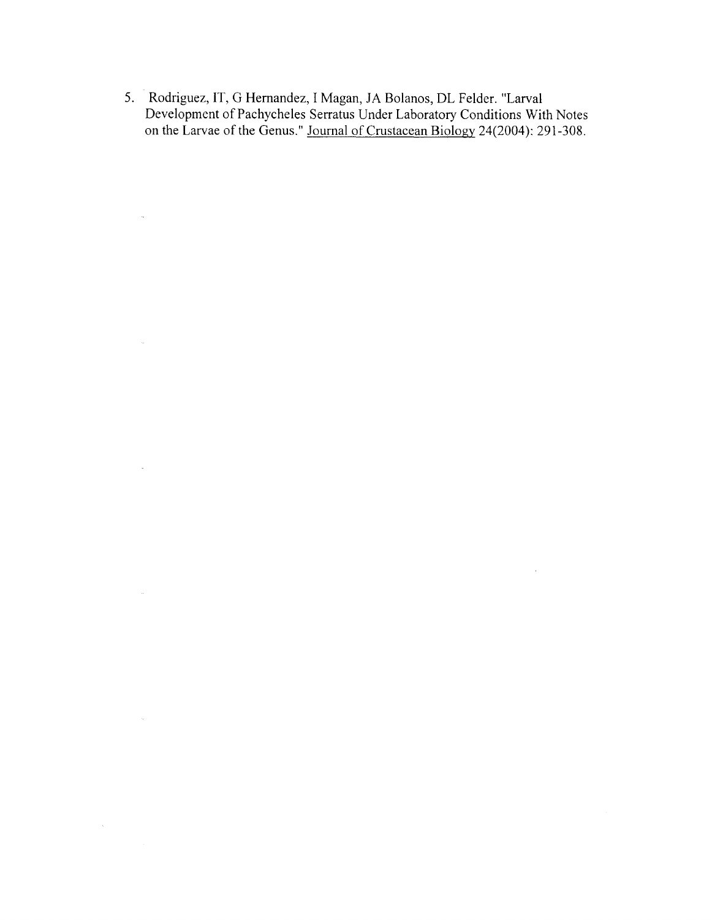5. Rodriguez, IT, G Hernandez, I Magan, JA Bolanos, DL Felder. "Larval Development of Pachycheles Serratus Under Laboratory Conditions With Notes on the Larvae of the Genus." Journal of Crustacean Biology 24(2004): 291-308.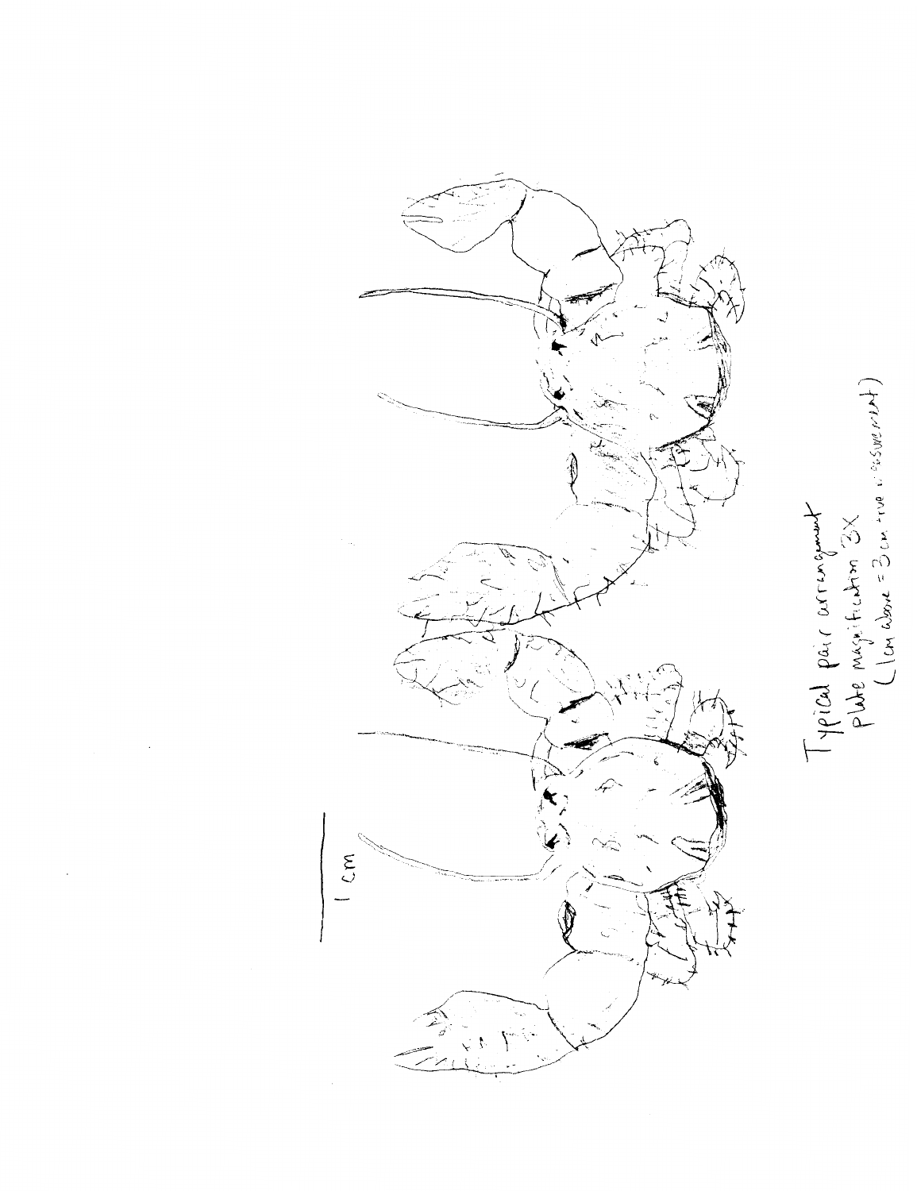1 cm

Typical pair arrangement
Plate magnification 3X
(1cm above = 3cm true measurement)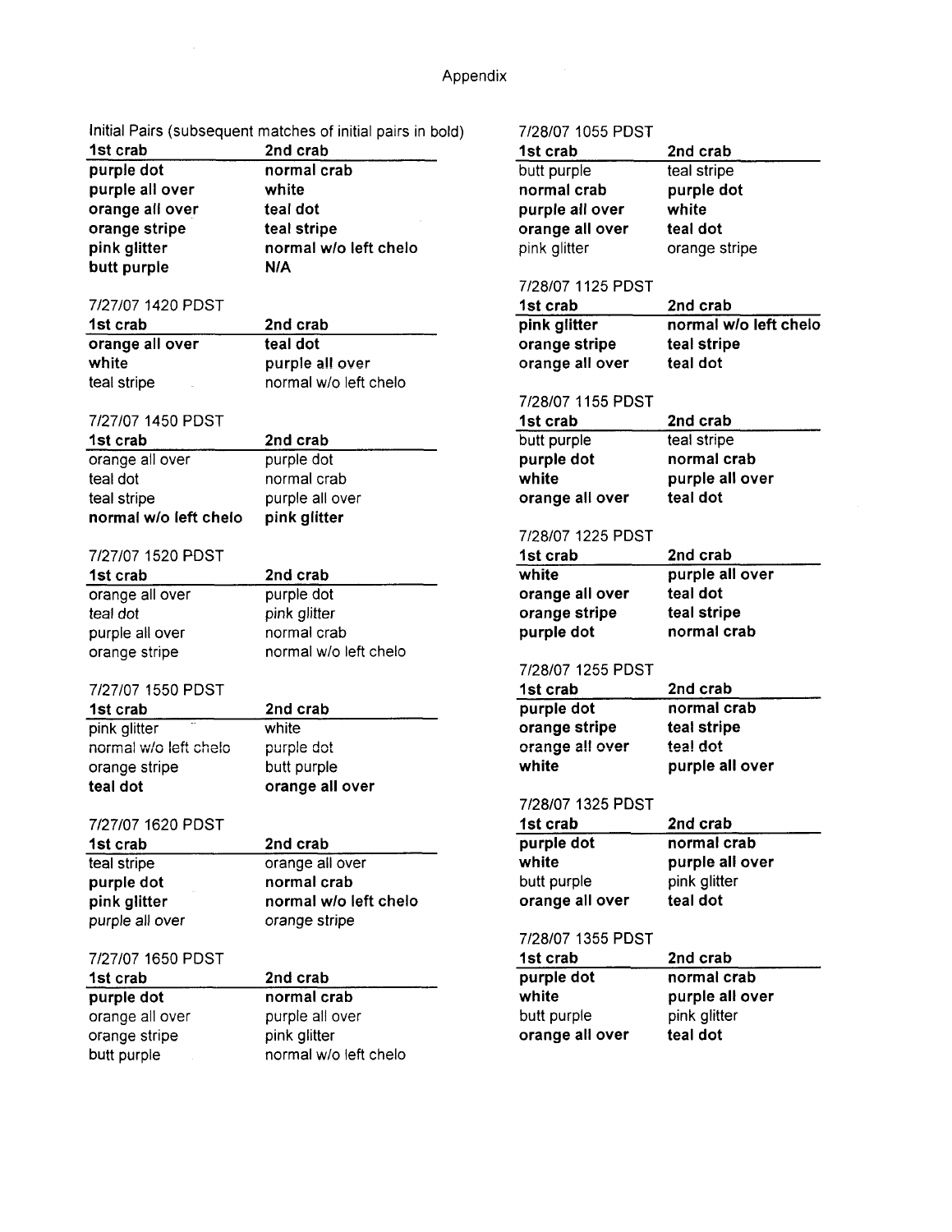# Appendix

Initial Pairs (subsequent matches of initial pairs in bold)

| 1st crab | 2nd crab |
|---|---|
| **purple dot** | **normal crab** |
| **purple all over** | **white** |
| **orange all over** | **teal dot** |
| **orange stripe** | **teal stripe** |
| **pink glitter** | **normal w/o left chelo** |
| **butt purple** | **N/A** |

7/27/07 1420 PDST

| 1st crab | 2nd crab |
|---|---|
| **orange all over** | **teal dot** |
| **white** | **purple all over** |
| teal stripe | normal w/o left chelo |

7/27/07 1450 PDST

| 1st crab | 2nd crab |
|---|---|
| orange all over | purple dot |
| teal dot | normal crab |
| teal stripe | purple all over |
| **normal w/o left chelo** | **pink glitter** |

7/27/07 1520 PDST

| 1st crab | 2nd crab |
|---|---|
| orange all over | purple dot |
| teal dot | pink glitter |
| purple all over | normal crab |
| orange stripe | normal w/o left chelo |

7/27/07 1550 PDST

| 1st crab | 2nd crab |
|---|---|
| pink glitter | white |
| normal w/o left chelo | purple dot |
| orange stripe | butt purple |
| **teal dot** | **orange all over** |

7/27/07 1620 PDST

| 1st crab | 2nd crab |
|---|---|
| teal stripe | orange all over |
| **purple dot** | **normal crab** |
| **pink glitter** | **normal w/o left chelo** |
| purple all over | orange stripe |

7/27/07 1650 PDST

| 1st crab | 2nd crab |
|---|---|
| **purple dot** | **normal crab** |
| orange all over | purple all over |
| orange stripe | pink glitter |
| butt purple | normal w/o left chelo |

7/28/07 1055 PDST

| 1st crab | 2nd crab |
|---|---|
| butt purple | teal stripe |
| **normal crab** | **purple dot** |
| **purple all over** | **white** |
| **orange all over** | **teal dot** |
| pink glitter | orange stripe |

7/28/07 1125 PDST

| 1st crab | 2nd crab |
|---|---|
| **pink glitter** | **normal w/o left chelo** |
| **orange stripe** | **teal stripe** |
| **orange all over** | **teal dot** |

7/28/07 1155 PDST

| 1st crab | 2nd crab |
|---|---|
| butt purple | teal stripe |
| **purple dot** | **normal crab** |
| **white** | **purple all over** |
| **orange all over** | **teal dot** |

7/28/07 1225 PDST

| 1st crab | 2nd crab |
|---|---|
| **white** | **purple all over** |
| **orange all over** | **teal dot** |
| **orange stripe** | **teal stripe** |
| **purple dot** | **normal crab** |

7/28/07 1255 PDST

| 1st crab | 2nd crab |
|---|---|
| **purple dot** | **normal crab** |
| **orange stripe** | **teal stripe** |
| **orange all over** | **teal dot** |
| **white** | **purple all over** |

7/28/07 1325 PDST

| 1st crab | 2nd crab |
|---|---|
| **purple dot** | **normal crab** |
| **white** | **purple all over** |
| butt purple | pink glitter |
| **orange all over** | **teal dot** |

7/28/07 1355 PDST

| 1st crab | 2nd crab |
|---|---|
| **purple dot** | **normal crab** |
| **white** | **purple all over** |
| butt purple | pink glitter |
| **orange all over** | **teal dot** |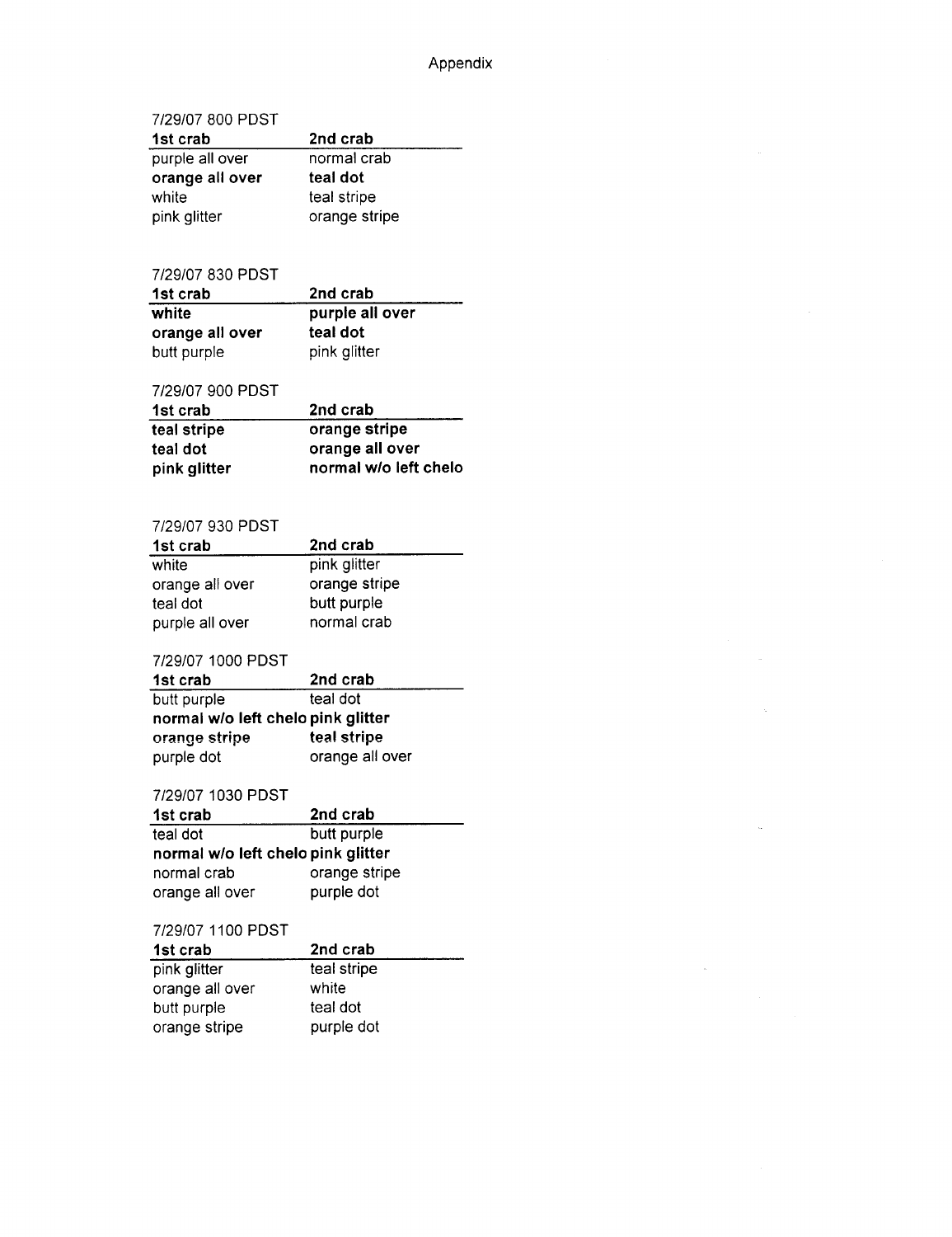# Appendix

7/29/07 800 PDST

| 1st crab | 2nd crab |
|---|---|
| purple all over | normal crab |
| **orange all over** | **teal dot** |
| white | teal stripe |
| pink glitter | orange stripe |

7/29/07 830 PDST

| 1st crab | 2nd crab |
|---|---|
| **white** | **purple all over** |
| **orange all over** | **teal dot** |
| butt purple | pink glitter |

7/29/07 900 PDST

| 1st crab | 2nd crab |
|---|---|
| **teal stripe** | **orange stripe** |
| **teal dot** | **orange all over** |
| **pink glitter** | **normal w/o left chelo** |

7/29/07 930 PDST

| 1st crab | 2nd crab |
|---|---|
| white | pink glitter |
| orange all over | orange stripe |
| teal dot | butt purple |
| purple all over | normal crab |

7/29/07 1000 PDST

| 1st crab | 2nd crab |
|---|---|
| butt purple | teal dot |
| **normal w/o left chelo** | **pink glitter** |
| **orange stripe** | **teal stripe** |
| purple dot | orange all over |

7/29/07 1030 PDST

| 1st crab | 2nd crab |
|---|---|
| teal dot | butt purple |
| **normal w/o left chelo** | **pink glitter** |
| normal crab | orange stripe |
| orange all over | purple dot |

7/29/07 1100 PDST

| 1st crab | 2nd crab |
|---|---|
| pink glitter | teal stripe |
| orange all over | white |
| butt purple | teal dot |
| orange stripe | purple dot |